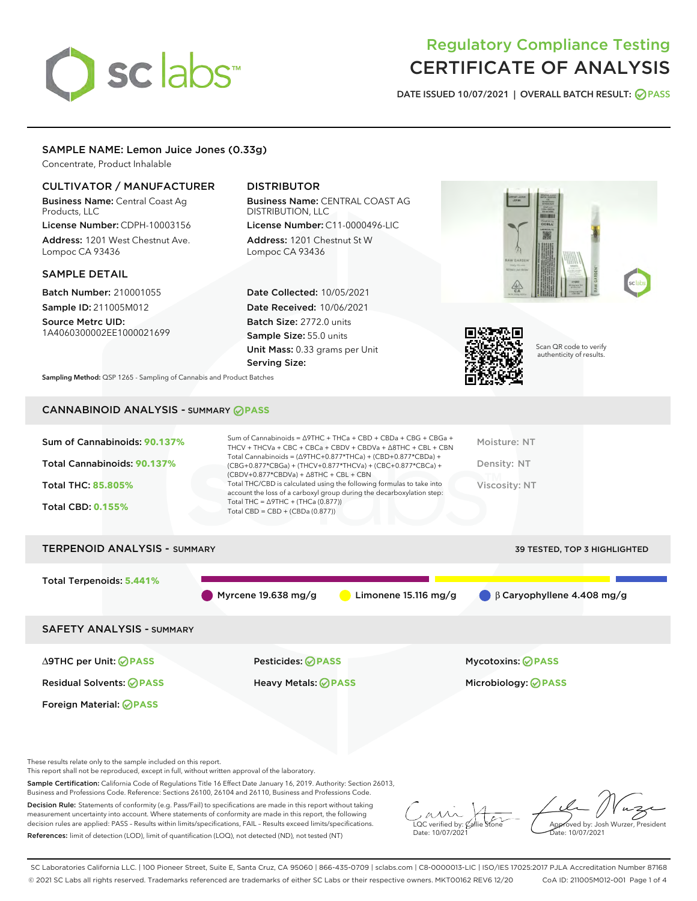# Regulatory Compliance Testing
# CERTIFICATE OF ANALYSIS

DATE ISSUED 10/07/2021 | OVERALL BATCH RESULT: PASS

## SAMPLE NAME: Lemon Juice Jones (0.33g)

Concentrate, Product Inhalable

### CULTIVATOR / MANUFACTURER

**Business Name:** Central Coast Ag Products, LLC
**License Number:** CDPH-10003156
**Address:** 1201 West Chestnut Ave. Lompoc CA 93436

### DISTRIBUTOR

**Business Name:** CENTRAL COAST AG DISTRIBUTION, LLC
**License Number:** C11-0000496-LIC
**Address:** 1201 Chestnut St W Lompoc CA 93436

### SAMPLE DETAIL

**Batch Number:** 210001055
**Sample ID:** 211005M012
**Source Metrc UID:** 1A4060300002EE1000021699

**Date Collected:** 10/05/2021
**Date Received:** 10/06/2021
**Batch Size:** 2772.0 units
**Sample Size:** 55.0 units
**Unit Mass:** 0.33 grams per Unit
**Serving Size:**

Scan QR code to verify authenticity of results.

**Sampling Method:** QSP 1265 - Sampling of Cannabis and Product Batches

## CANNABINOID ANALYSIS - SUMMARY PASS

**Sum of Cannabinoids:** 90.137%
**Total Cannabinoids:** 90.137%
**Total THC:** 85.805%
**Total CBD:** 0.155%

Sum of Cannabinoids = Δ9THC + THCa + CBD + CBDa + CBG + CBGa + THCV + THCVa + CBC + CBCa + CBDV + CBDVa + Δ8THC + CBL + CBN
Total Cannabinoids = (Δ9THC+0.877*THCa) + (CBD+0.877*CBDa) + (CBG+0.877*CBGa) + (THCV+0.877*THCVa) + (CBC+0.877*CBCa) + (CBDV+0.877*CBDVa) + Δ8THC + CBL + CBN
Total THC/CBD is calculated using the following formulas to take into account the loss of a carboxyl group during the decarboxylation step:
Total THC = Δ9THC + (THCa (0.877))
Total CBD = CBD + (CBDa (0.877))

Moisture: NT
Density: NT
Viscosity: NT

## TERPENOID ANALYSIS - SUMMARY

39 TESTED, TOP 3 HIGHLIGHTED

**Total Terpenoids:** 5.441%

Myrcene 19.638 mg/g | Limonene 15.116 mg/g | β Caryophyllene 4.408 mg/g

## SAFETY ANALYSIS - SUMMARY

| | | |
|---|---|---|
| Δ9THC per Unit: PASS | Pesticides: PASS | Mycotoxins: PASS |
| Residual Solvents: PASS | Heavy Metals: PASS | Microbiology: PASS |
| Foreign Material: PASS | | |

These results relate only to the sample included on this report.
This report shall not be reproduced, except in full, without written approval of the laboratory.

**Sample Certification:** California Code of Regulations Title 16 Effect Date January 16, 2019. Authority: Section 26013, Business and Professions Code. Reference: Sections 26100, 26104 and 26110, Business and Professions Code.

**Decision Rule:** Statements of conformity (e.g. Pass/Fail) to specifications are made in this report without taking measurement uncertainty into account. Where statements of conformity are made in this report, the following decision rules are applied: PASS – Results within limits/specifications, FAIL – Results exceed limits/specifications.

**References:** limit of detection (LOD), limit of quantification (LOQ), not detected (ND), not tested (NT)

LQC verified by: Callie Stone
Date: 10/07/2021

Approved by: Josh Wurzer, President
Date: 10/07/2021

SC Laboratories California LLC. | 100 Pioneer Street, Suite E, Santa Cruz, CA 95060 | 866-435-0709 | sclabs.com | C8-0000013-LIC | ISO/IES 17025:2017 PJLA Accreditation Number 87168
© 2021 SC Labs all rights reserved. Trademarks referenced are trademarks of either SC Labs or their respective owners. MKT00162 REV6 12/20 CoA ID: 211005M012-001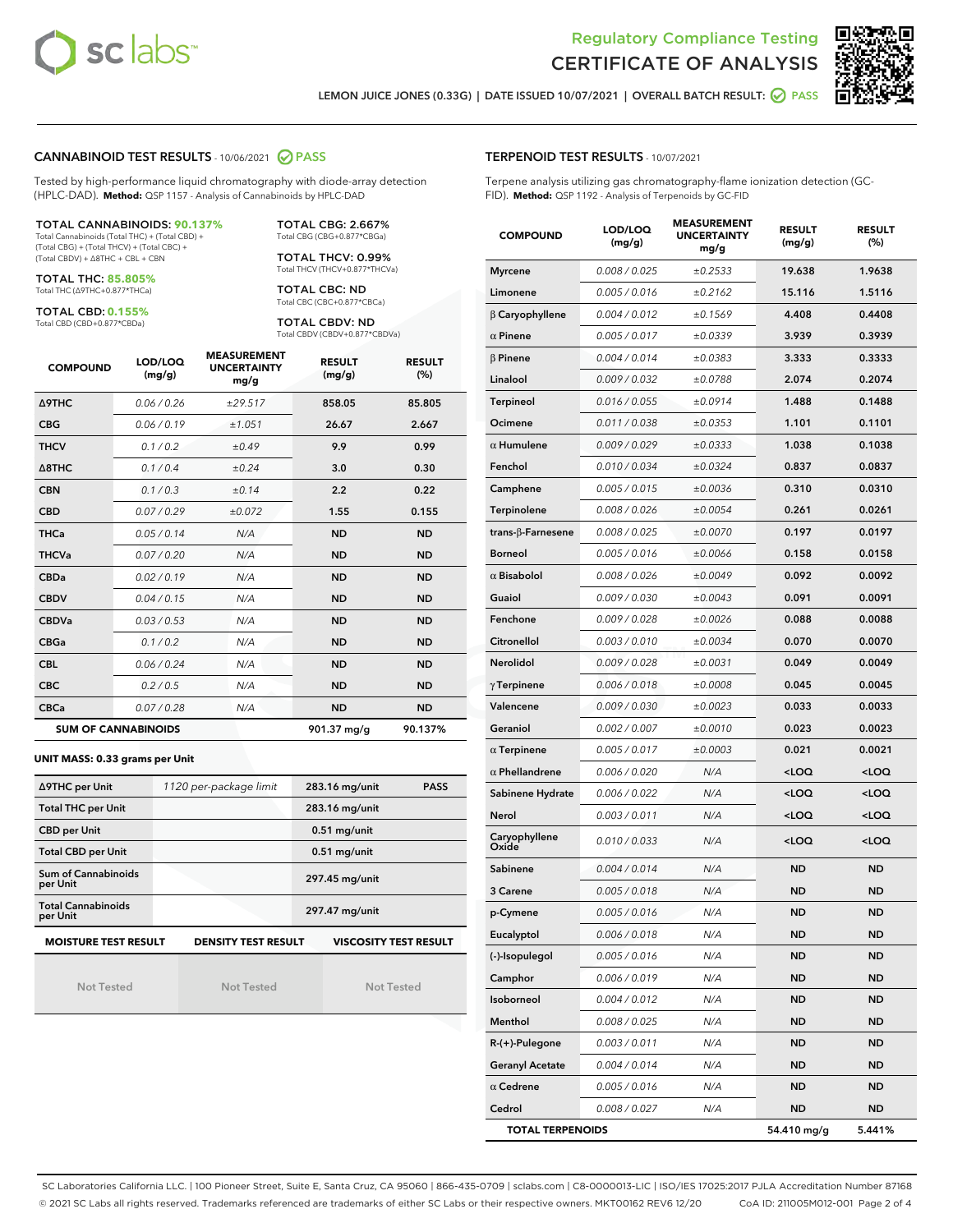# Regulatory Compliance Testing
# CERTIFICATE OF ANALYSIS

LEMON JUICE JONES (0.33G) | DATE ISSUED 10/07/2021 | OVERALL BATCH RESULT: PASS

## CANNABINOID TEST RESULTS - 10/06/2021 PASS

Tested by high-performance liquid chromatography with diode-array detection (HPLC-DAD). **Method:** QSP 1157 - Analysis of Cannabinoids by HPLC-DAD

**TOTAL CANNABINOIDS: 90.137%**
Total Cannabinoids (Total THC) + (Total CBD) + (Total CBG) + (Total THCV) + (Total CBC) + (Total CBDV) + Δ8THC + CBL + CBN

**TOTAL THC: 85.805%**
Total THC (Δ9THC+0.877*THCa)

**TOTAL CBD: 0.155%**
Total CBD (CBD+0.877*CBDa)

**TOTAL CBG: 2.667%**
Total CBG (CBG+0.877*CBGa)

**TOTAL THCV: 0.99%**
Total THCV (THCV+0.877*THCVa)

**TOTAL CBC: ND**
Total CBC (CBC+0.877*CBCa)

**TOTAL CBDV: ND**
Total CBDV (CBDV+0.877*CBDVa)

| COMPOUND | LOD/LOQ (mg/g) | MEASUREMENT UNCERTAINTY mg/g | RESULT (mg/g) | RESULT (%) |
|---|---|---|---|---|
| Δ9THC | 0.06 / 0.26 | ±29.517 | 858.05 | 85.805 |
| CBG | 0.06 / 0.19 | ±1.051 | 26.67 | 2.667 |
| THCV | 0.1 / 0.2 | ±0.49 | 9.9 | 0.99 |
| Δ8THC | 0.1 / 0.4 | ±0.24 | 3.0 | 0.30 |
| CBN | 0.1 / 0.3 | ±0.14 | 2.2 | 0.22 |
| CBD | 0.07 / 0.29 | ±0.072 | 1.55 | 0.155 |
| THCa | 0.05 / 0.14 | N/A | ND | ND |
| THCVa | 0.07 / 0.20 | N/A | ND | ND |
| CBDa | 0.02 / 0.19 | N/A | ND | ND |
| CBDV | 0.04 / 0.15 | N/A | ND | ND |
| CBDVa | 0.03 / 0.53 | N/A | ND | ND |
| CBGa | 0.1 / 0.2 | N/A | ND | ND |
| CBL | 0.06 / 0.24 | N/A | ND | ND |
| CBC | 0.2 / 0.5 | N/A | ND | ND |
| CBCa | 0.07 / 0.28 | N/A | ND | ND |
| **SUM OF CANNABINOIDS** | | | 901.37 mg/g | 90.137% |

**UNIT MASS: 0.33 grams per Unit**

| | | | |
|---|---|---|---|
| Δ9THC per Unit | 1120 per-package limit | 283.16 mg/unit | PASS |
| Total THC per Unit | | 283.16 mg/unit | |
| CBD per Unit | | 0.51 mg/unit | |
| Total CBD per Unit | | 0.51 mg/unit | |
| Sum of Cannabinoids per Unit | | 297.45 mg/unit | |
| Total Cannabinoids per Unit | | 297.47 mg/unit | |

| MOISTURE TEST RESULT | DENSITY TEST RESULT | VISCOSITY TEST RESULT |
|---|---|---|
| Not Tested | Not Tested | Not Tested |

## TERPENOID TEST RESULTS - 10/07/2021

Terpene analysis utilizing gas chromatography-flame ionization detection (GC-FID). **Method:** QSP 1192 - Analysis of Terpenoids by GC-FID

| COMPOUND | LOD/LOQ (mg/g) | MEASUREMENT UNCERTAINTY mg/g | RESULT (mg/g) | RESULT (%) |
|---|---|---|---|---|
| Myrcene | 0.008 / 0.025 | ±0.2533 | 19.638 | 1.9638 |
| Limonene | 0.005 / 0.016 | ±0.2162 | 15.116 | 1.5116 |
| β Caryophyllene | 0.004 / 0.012 | ±0.1569 | 4.408 | 0.4408 |
| α Pinene | 0.005 / 0.017 | ±0.0339 | 3.939 | 0.3939 |
| β Pinene | 0.004 / 0.014 | ±0.0383 | 3.333 | 0.3333 |
| Linalool | 0.009 / 0.032 | ±0.0788 | 2.074 | 0.2074 |
| Terpineol | 0.016 / 0.055 | ±0.0914 | 1.488 | 0.1488 |
| Ocimene | 0.011 / 0.038 | ±0.0353 | 1.101 | 0.1101 |
| α Humulene | 0.009 / 0.029 | ±0.0333 | 1.038 | 0.1038 |
| Fenchol | 0.010 / 0.034 | ±0.0324 | 0.837 | 0.0837 |
| Camphene | 0.005 / 0.015 | ±0.0036 | 0.310 | 0.0310 |
| Terpinolene | 0.008 / 0.026 | ±0.0054 | 0.261 | 0.0261 |
| trans-β-Farnesene | 0.008 / 0.025 | ±0.0070 | 0.197 | 0.0197 |
| Borneol | 0.005 / 0.016 | ±0.0066 | 0.158 | 0.0158 |
| α Bisabolol | 0.008 / 0.026 | ±0.0049 | 0.092 | 0.0092 |
| Guaiol | 0.009 / 0.030 | ±0.0043 | 0.091 | 0.0091 |
| Fenchone | 0.009 / 0.028 | ±0.0026 | 0.088 | 0.0088 |
| Citronellol | 0.003 / 0.010 | ±0.0034 | 0.070 | 0.0070 |
| Nerolidol | 0.009 / 0.028 | ±0.0031 | 0.049 | 0.0049 |
| γ Terpinene | 0.006 / 0.018 | ±0.0008 | 0.045 | 0.0045 |
| Valencene | 0.009 / 0.030 | ±0.0023 | 0.033 | 0.0033 |
| Geraniol | 0.002 / 0.007 | ±0.0010 | 0.023 | 0.0023 |
| α Terpinene | 0.005 / 0.017 | ±0.0003 | 0.021 | 0.0021 |
| α Phellandrene | 0.006 / 0.020 | N/A | <LOQ | <LOQ |
| Sabinene Hydrate | 0.006 / 0.022 | N/A | <LOQ | <LOQ |
| Nerol | 0.003 / 0.011 | N/A | <LOQ | <LOQ |
| Caryophyllene Oxide | 0.010 / 0.033 | N/A | <LOQ | <LOQ |
| Sabinene | 0.004 / 0.014 | N/A | ND | ND |
| 3 Carene | 0.005 / 0.018 | N/A | ND | ND |
| p-Cymene | 0.005 / 0.016 | N/A | ND | ND |
| Eucalyptol | 0.006 / 0.018 | N/A | ND | ND |
| (-)-Isopulegol | 0.005 / 0.016 | N/A | ND | ND |
| Camphor | 0.006 / 0.019 | N/A | ND | ND |
| Isoborneol | 0.004 / 0.012 | N/A | ND | ND |
| Menthol | 0.008 / 0.025 | N/A | ND | ND |
| R-(+)-Pulegone | 0.003 / 0.011 | N/A | ND | ND |
| Geranyl Acetate | 0.004 / 0.014 | N/A | ND | ND |
| α Cedrene | 0.005 / 0.016 | N/A | ND | ND |
| Cedrol | 0.008 / 0.027 | N/A | ND | ND |
| **TOTAL TERPENOIDS** | | | 54.410 mg/g | 5.441% |

SC Laboratories California LLC. | 100 Pioneer Street, Suite E, Santa Cruz, CA 95060 | 866-435-0709 | sclabs.com | C8-0000013-LIC | ISO/IES 17025:2017 PJLA Accreditation Number 87168
© 2021 SC Labs all rights reserved. Trademarks referenced are trademarks of either SC Labs or their respective owners. MKT00162 REV6 12/20 CoA ID: 211005M012-001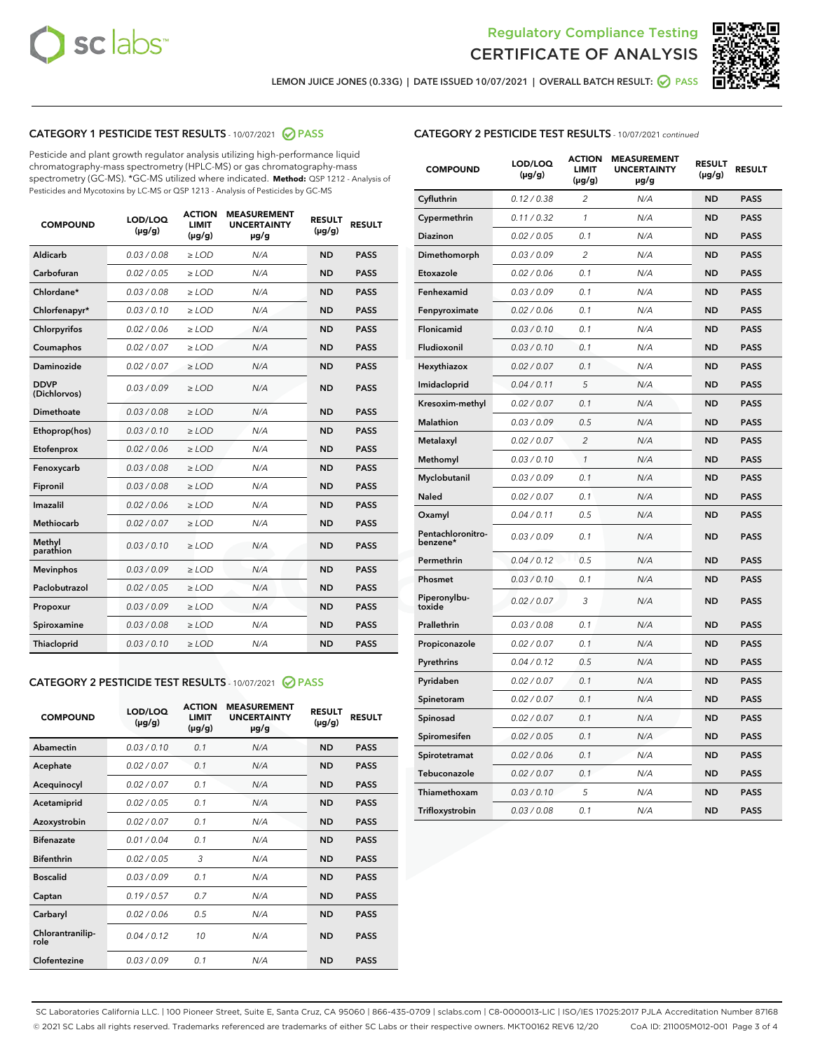Regulatory Compliance Testing

CERTIFICATE OF ANALYSIS

LEMON JUICE JONES (0.33G) | DATE ISSUED 10/07/2021 | OVERALL BATCH RESULT: PASS

## CATEGORY 1 PESTICIDE TEST RESULTS - 10/07/2021 PASS

Pesticide and plant growth regulator analysis utilizing high-performance liquid chromatography-mass spectrometry (HPLC-MS) or gas chromatography-mass spectrometry (GC-MS). *GC-MS utilized where indicated. **Method:** QSP 1212 - Analysis of Pesticides and Mycotoxins by LC-MS or QSP 1213 - Analysis of Pesticides by GC-MS

| COMPOUND | LOD/LOQ (µg/g) | ACTION LIMIT (µg/g) | MEASUREMENT UNCERTAINTY µg/g | RESULT (µg/g) | RESULT |
|---|---|---|---|---|---|
| Aldicarb | 0.03 / 0.08 | ≥ LOD | N/A | ND | PASS |
| Carbofuran | 0.02 / 0.05 | ≥ LOD | N/A | ND | PASS |
| Chlordane* | 0.03 / 0.08 | ≥ LOD | N/A | ND | PASS |
| Chlorfenapyr* | 0.03 / 0.10 | ≥ LOD | N/A | ND | PASS |
| Chlorpyrifos | 0.02 / 0.06 | ≥ LOD | N/A | ND | PASS |
| Coumaphos | 0.02 / 0.07 | ≥ LOD | N/A | ND | PASS |
| Daminozide | 0.02 / 0.07 | ≥ LOD | N/A | ND | PASS |
| DDVP (Dichlorvos) | 0.03 / 0.09 | ≥ LOD | N/A | ND | PASS |
| Dimethoate | 0.03 / 0.08 | ≥ LOD | N/A | ND | PASS |
| Ethoprop(hos) | 0.03 / 0.10 | ≥ LOD | N/A | ND | PASS |
| Etofenprox | 0.02 / 0.06 | ≥ LOD | N/A | ND | PASS |
| Fenoxycarb | 0.03 / 0.08 | ≥ LOD | N/A | ND | PASS |
| Fipronil | 0.03 / 0.08 | ≥ LOD | N/A | ND | PASS |
| Imazalil | 0.02 / 0.06 | ≥ LOD | N/A | ND | PASS |
| Methiocarb | 0.02 / 0.07 | ≥ LOD | N/A | ND | PASS |
| Methyl parathion | 0.03 / 0.10 | ≥ LOD | N/A | ND | PASS |
| Mevinphos | 0.03 / 0.09 | ≥ LOD | N/A | ND | PASS |
| Paclobutrazol | 0.02 / 0.05 | ≥ LOD | N/A | ND | PASS |
| Propoxur | 0.03 / 0.09 | ≥ LOD | N/A | ND | PASS |
| Spiroxamine | 0.03 / 0.08 | ≥ LOD | N/A | ND | PASS |
| Thiacloprid | 0.03 / 0.10 | ≥ LOD | N/A | ND | PASS |

## CATEGORY 2 PESTICIDE TEST RESULTS - 10/07/2021 PASS

| COMPOUND | LOD/LOQ (µg/g) | ACTION LIMIT (µg/g) | MEASUREMENT UNCERTAINTY µg/g | RESULT (µg/g) | RESULT |
|---|---|---|---|---|---|
| Abamectin | 0.03 / 0.10 | 0.1 | N/A | ND | PASS |
| Acephate | 0.02 / 0.07 | 0.1 | N/A | ND | PASS |
| Acequinocyl | 0.02 / 0.07 | 0.1 | N/A | ND | PASS |
| Acetamiprid | 0.02 / 0.05 | 0.1 | N/A | ND | PASS |
| Azoxystrobin | 0.02 / 0.07 | 0.1 | N/A | ND | PASS |
| Bifenazate | 0.01 / 0.04 | 0.1 | N/A | ND | PASS |
| Bifenthrin | 0.02 / 0.05 | 3 | N/A | ND | PASS |
| Boscalid | 0.03 / 0.09 | 0.1 | N/A | ND | PASS |
| Captan | 0.19 / 0.57 | 0.7 | N/A | ND | PASS |
| Carbaryl | 0.02 / 0.06 | 0.5 | N/A | ND | PASS |
| Chlorantraniliprole | 0.04 / 0.12 | 10 | N/A | ND | PASS |
| Clofentezine | 0.03 / 0.09 | 0.1 | N/A | ND | PASS |
| Cyfluthrin | 0.12 / 0.38 | 2 | N/A | ND | PASS |
| Cypermethrin | 0.11 / 0.32 | 1 | N/A | ND | PASS |
| Diazinon | 0.02 / 0.05 | 0.1 | N/A | ND | PASS |
| Dimethomorph | 0.03 / 0.09 | 2 | N/A | ND | PASS |
| Etoxazole | 0.02 / 0.06 | 0.1 | N/A | ND | PASS |
| Fenhexamid | 0.03 / 0.09 | 0.1 | N/A | ND | PASS |
| Fenpyroximate | 0.02 / 0.06 | 0.1 | N/A | ND | PASS |
| Flonicamid | 0.03 / 0.10 | 0.1 | N/A | ND | PASS |
| Fludioxonil | 0.03 / 0.10 | 0.1 | N/A | ND | PASS |
| Hexythiazox | 0.02 / 0.07 | 0.1 | N/A | ND | PASS |
| Imidacloprid | 0.04 / 0.11 | 5 | N/A | ND | PASS |
| Kresoxim-methyl | 0.02 / 0.07 | 0.1 | N/A | ND | PASS |
| Malathion | 0.03 / 0.09 | 0.5 | N/A | ND | PASS |
| Metalaxyl | 0.02 / 0.07 | 2 | N/A | ND | PASS |
| Methomyl | 0.03 / 0.10 | 1 | N/A | ND | PASS |
| Myclobutanil | 0.03 / 0.09 | 0.1 | N/A | ND | PASS |
| Naled | 0.02 / 0.07 | 0.1 | N/A | ND | PASS |
| Oxamyl | 0.04 / 0.11 | 0.5 | N/A | ND | PASS |
| Pentachloronitrobenzene* | 0.03 / 0.09 | 0.1 | N/A | ND | PASS |
| Permethrin | 0.04 / 0.12 | 0.5 | N/A | ND | PASS |
| Phosmet | 0.03 / 0.10 | 0.1 | N/A | ND | PASS |
| Piperonylbutoxide | 0.02 / 0.07 | 3 | N/A | ND | PASS |
| Prallethrin | 0.03 / 0.08 | 0.1 | N/A | ND | PASS |
| Propiconazole | 0.02 / 0.07 | 0.1 | N/A | ND | PASS |
| Pyrethrins | 0.04 / 0.12 | 0.5 | N/A | ND | PASS |
| Pyridaben | 0.02 / 0.07 | 0.1 | N/A | ND | PASS |
| Spinetoram | 0.02 / 0.07 | 0.1 | N/A | ND | PASS |
| Spinosad | 0.02 / 0.07 | 0.1 | N/A | ND | PASS |
| Spiromesifen | 0.02 / 0.05 | 0.1 | N/A | ND | PASS |
| Spirotetramat | 0.02 / 0.06 | 0.1 | N/A | ND | PASS |
| Tebuconazole | 0.02 / 0.07 | 0.1 | N/A | ND | PASS |
| Thiamethoxam | 0.03 / 0.10 | 5 | N/A | ND | PASS |
| Trifloxystrobin | 0.03 / 0.08 | 0.1 | N/A | ND | PASS |

SC Laboratories California LLC. | 100 Pioneer Street, Suite E, Santa Cruz, CA 95060 | 866-435-0709 | sclabs.com | C8-0000013-LIC | ISO/IES 17025:2017 PJLA Accreditation Number 87168
© 2021 SC Labs all rights reserved. Trademarks referenced are trademarks of either SC Labs or their respective owners. MKT00162 REV6 12/20 CoA ID: 211005M012-001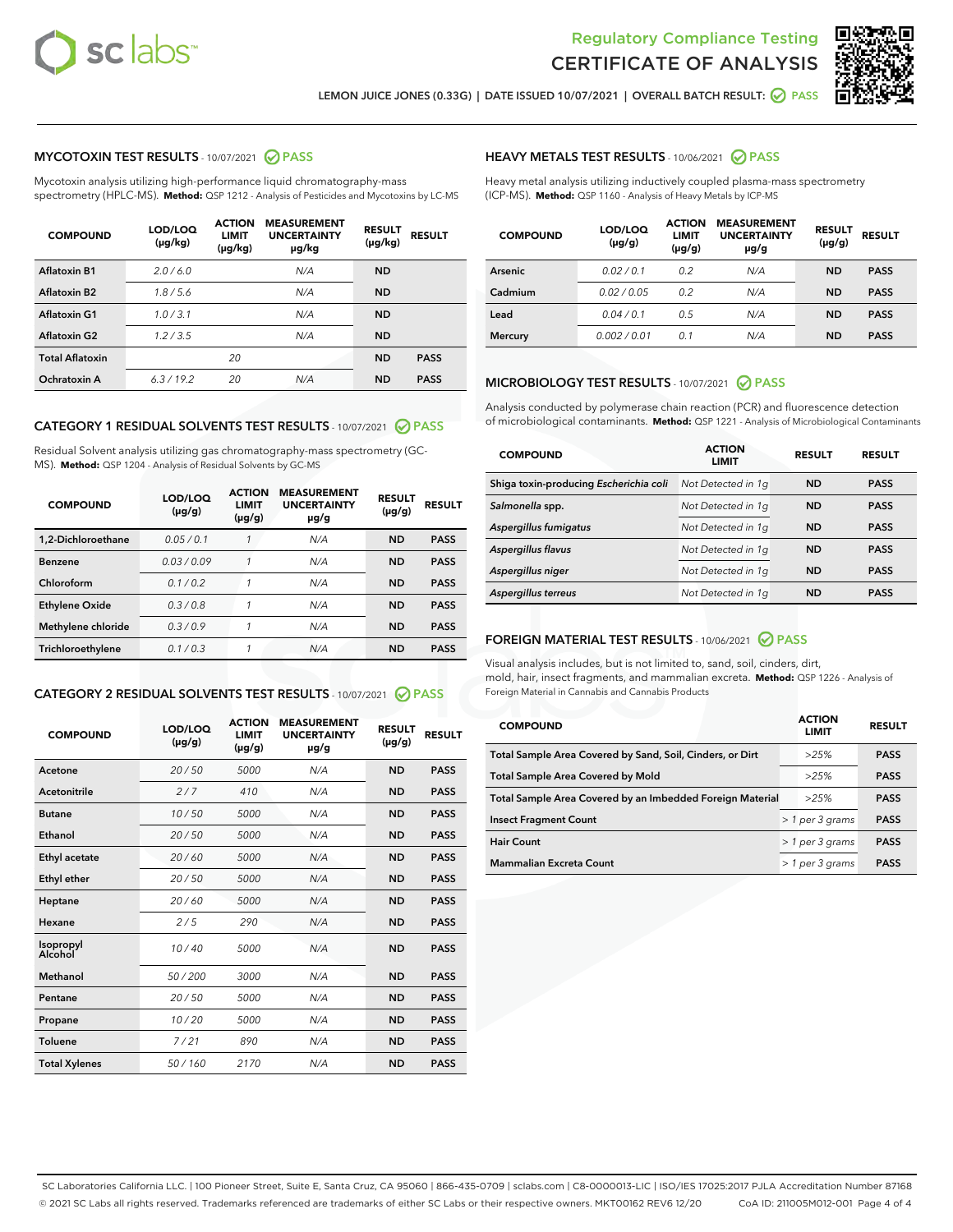# Regulatory Compliance Testing
# CERTIFICATE OF ANALYSIS

LEMON JUICE JONES (0.33G) | DATE ISSUED 10/07/2021 | OVERALL BATCH RESULT: PASS

## MYCOTOXIN TEST RESULTS - 10/07/2021 PASS

Mycotoxin analysis utilizing high-performance liquid chromatography-mass spectrometry (HPLC-MS). **Method:** QSP 1212 - Analysis of Pesticides and Mycotoxins by LC-MS

| COMPOUND | LOD/LOQ (µg/kg) | ACTION LIMIT (µg/kg) | MEASUREMENT UNCERTAINTY µg/kg | RESULT (µg/kg) | RESULT |
|---|---|---|---|---|---|
| Aflatoxin B1 | 2.0 / 6.0 | | N/A | ND | |
| Aflatoxin B2 | 1.8 / 5.6 | | N/A | ND | |
| Aflatoxin G1 | 1.0 / 3.1 | | N/A | ND | |
| Aflatoxin G2 | 1.2 / 3.5 | | N/A | ND | |
| Total Aflatoxin | | 20 | | ND | PASS |
| Ochratoxin A | 6.3 / 19.2 | 20 | N/A | ND | PASS |

## CATEGORY 1 RESIDUAL SOLVENTS TEST RESULTS - 10/07/2021 PASS

Residual Solvent analysis utilizing gas chromatography-mass spectrometry (GC-MS). **Method:** QSP 1204 - Analysis of Residual Solvents by GC-MS

| COMPOUND | LOD/LOQ (µg/g) | ACTION LIMIT (µg/g) | MEASUREMENT UNCERTAINTY µg/g | RESULT (µg/g) | RESULT |
|---|---|---|---|---|---|
| 1,2-Dichloroethane | 0.05 / 0.1 | 1 | N/A | ND | PASS |
| Benzene | 0.03 / 0.09 | 1 | N/A | ND | PASS |
| Chloroform | 0.1 / 0.2 | 1 | N/A | ND | PASS |
| Ethylene Oxide | 0.3 / 0.8 | 1 | N/A | ND | PASS |
| Methylene chloride | 0.3 / 0.9 | 1 | N/A | ND | PASS |
| Trichloroethylene | 0.1 / 0.3 | 1 | N/A | ND | PASS |

## CATEGORY 2 RESIDUAL SOLVENTS TEST RESULTS - 10/07/2021 PASS

| COMPOUND | LOD/LOQ (µg/g) | ACTION LIMIT (µg/g) | MEASUREMENT UNCERTAINTY µg/g | RESULT (µg/g) | RESULT |
|---|---|---|---|---|---|
| Acetone | 20 / 50 | 5000 | N/A | ND | PASS |
| Acetonitrile | 2 / 7 | 410 | N/A | ND | PASS |
| Butane | 10 / 50 | 5000 | N/A | ND | PASS |
| Ethanol | 20 / 50 | 5000 | N/A | ND | PASS |
| Ethyl acetate | 20 / 60 | 5000 | N/A | ND | PASS |
| Ethyl ether | 20 / 50 | 5000 | N/A | ND | PASS |
| Heptane | 20 / 60 | 5000 | N/A | ND | PASS |
| Hexane | 2 / 5 | 290 | N/A | ND | PASS |
| Isopropyl Alcohol | 10 / 40 | 5000 | N/A | ND | PASS |
| Methanol | 50 / 200 | 3000 | N/A | ND | PASS |
| Pentane | 20 / 50 | 5000 | N/A | ND | PASS |
| Propane | 10 / 20 | 5000 | N/A | ND | PASS |
| Toluene | 7 / 21 | 890 | N/A | ND | PASS |
| Total Xylenes | 50 / 160 | 2170 | N/A | ND | PASS |

## HEAVY METALS TEST RESULTS - 10/06/2021 PASS

Heavy metal analysis utilizing inductively coupled plasma-mass spectrometry (ICP-MS). **Method:** QSP 1160 - Analysis of Heavy Metals by ICP-MS

| COMPOUND | LOD/LOQ (µg/g) | ACTION LIMIT (µg/g) | MEASUREMENT UNCERTAINTY µg/g | RESULT (µg/g) | RESULT |
|---|---|---|---|---|---|
| Arsenic | 0.02 / 0.1 | 0.2 | N/A | ND | PASS |
| Cadmium | 0.02 / 0.05 | 0.2 | N/A | ND | PASS |
| Lead | 0.04 / 0.1 | 0.5 | N/A | ND | PASS |
| Mercury | 0.002 / 0.01 | 0.1 | N/A | ND | PASS |

## MICROBIOLOGY TEST RESULTS - 10/07/2021 PASS

Analysis conducted by polymerase chain reaction (PCR) and fluorescence detection of microbiological contaminants. **Method:** QSP 1221 - Analysis of Microbiological Contaminants

| COMPOUND | ACTION LIMIT | RESULT | RESULT |
|---|---|---|---|
| Shiga toxin-producing *Escherichia coli* | Not Detected in 1g | ND | PASS |
| *Salmonella* spp. | Not Detected in 1g | ND | PASS |
| *Aspergillus fumigatus* | Not Detected in 1g | ND | PASS |
| *Aspergillus flavus* | Not Detected in 1g | ND | PASS |
| *Aspergillus niger* | Not Detected in 1g | ND | PASS |
| *Aspergillus terreus* | Not Detected in 1g | ND | PASS |

## FOREIGN MATERIAL TEST RESULTS - 10/06/2021 PASS

Visual analysis includes, but is not limited to, sand, soil, cinders, dirt, mold, hair, insect fragments, and mammalian excreta. **Method:** QSP 1226 - Analysis of Foreign Material in Cannabis and Cannabis Products

| COMPOUND | ACTION LIMIT | RESULT |
|---|---|---|
| Total Sample Area Covered by Sand, Soil, Cinders, or Dirt | >25% | PASS |
| Total Sample Area Covered by Mold | >25% | PASS |
| Total Sample Area Covered by an Imbedded Foreign Material | >25% | PASS |
| Insect Fragment Count | > 1 per 3 grams | PASS |
| Hair Count | > 1 per 3 grams | PASS |
| Mammalian Excreta Count | > 1 per 3 grams | PASS |

SC Laboratories California LLC. | 100 Pioneer Street, Suite E, Santa Cruz, CA 95060 | 866-435-0709 | sclabs.com | C8-0000013-LIC | ISO/IES 17025:2017 PJLA Accreditation Number 87168
© 2021 SC Labs all rights reserved. Trademarks referenced are trademarks of either SC Labs or their respective owners. MKT00162 REV6 12/20 CoA ID: 211005M012-001